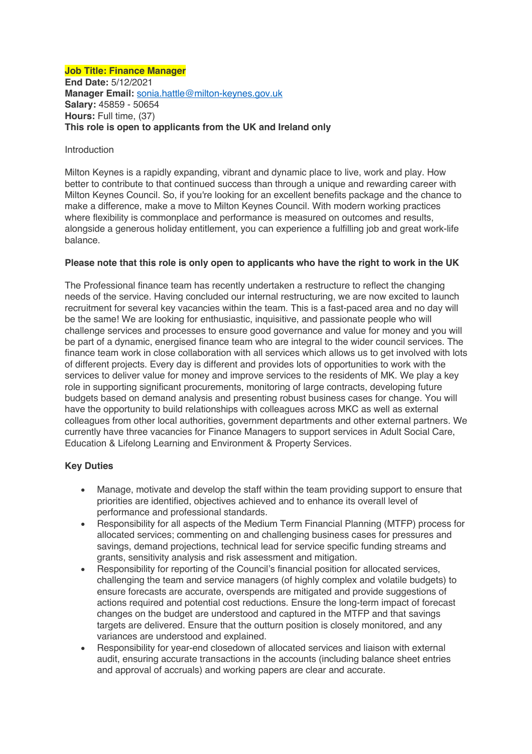**Job Title: Finance Manager**
**End Date:** 5/12/2021
**Manager Email:** sonia.hattle@milton-keynes.gov.uk
**Salary:** 45859 - 50654
**Hours:** Full time, (37)
**This role is open to applicants from the UK and Ireland only**

Introduction

Milton Keynes is a rapidly expanding, vibrant and dynamic place to live, work and play. How better to contribute to that continued success than through a unique and rewarding career with Milton Keynes Council. So, if you're looking for an excellent benefits package and the chance to make a difference, make a move to Milton Keynes Council. With modern working practices where flexibility is commonplace and performance is measured on outcomes and results, alongside a generous holiday entitlement, you can experience a fulfilling job and great work-life balance.

**Please note that this role is only open to applicants who have the right to work in the UK**

The Professional finance team has recently undertaken a restructure to reflect the changing needs of the service. Having concluded our internal restructuring, we are now excited to launch recruitment for several key vacancies within the team. This is a fast-paced area and no day will be the same! We are looking for enthusiastic, inquisitive, and passionate people who will challenge services and processes to ensure good governance and value for money and you will be part of a dynamic, energised finance team who are integral to the wider council services. The finance team work in close collaboration with all services which allows us to get involved with lots of different projects. Every day is different and provides lots of opportunities to work with the services to deliver value for money and improve services to the residents of MK. We play a key role in supporting significant procurements, monitoring of large contracts, developing future budgets based on demand analysis and presenting robust business cases for change. You will have the opportunity to build relationships with colleagues across MKC as well as external colleagues from other local authorities, government departments and other external partners. We currently have three vacancies for Finance Managers to support services in Adult Social Care, Education & Lifelong Learning and Environment & Property Services.

**Key Duties**

- Manage, motivate and develop the staff within the team providing support to ensure that priorities are identified, objectives achieved and to enhance its overall level of performance and professional standards.
- Responsibility for all aspects of the Medium Term Financial Planning (MTFP) process for allocated services; commenting on and challenging business cases for pressures and savings, demand projections, technical lead for service specific funding streams and grants, sensitivity analysis and risk assessment and mitigation.
- Responsibility for reporting of the Council's financial position for allocated services, challenging the team and service managers (of highly complex and volatile budgets) to ensure forecasts are accurate, overspends are mitigated and provide suggestions of actions required and potential cost reductions. Ensure the long-term impact of forecast changes on the budget are understood and captured in the MTFP and that savings targets are delivered. Ensure that the outturn position is closely monitored, and any variances are understood and explained.
- Responsibility for year-end closedown of allocated services and liaison with external audit, ensuring accurate transactions in the accounts (including balance sheet entries and approval of accruals) and working papers are clear and accurate.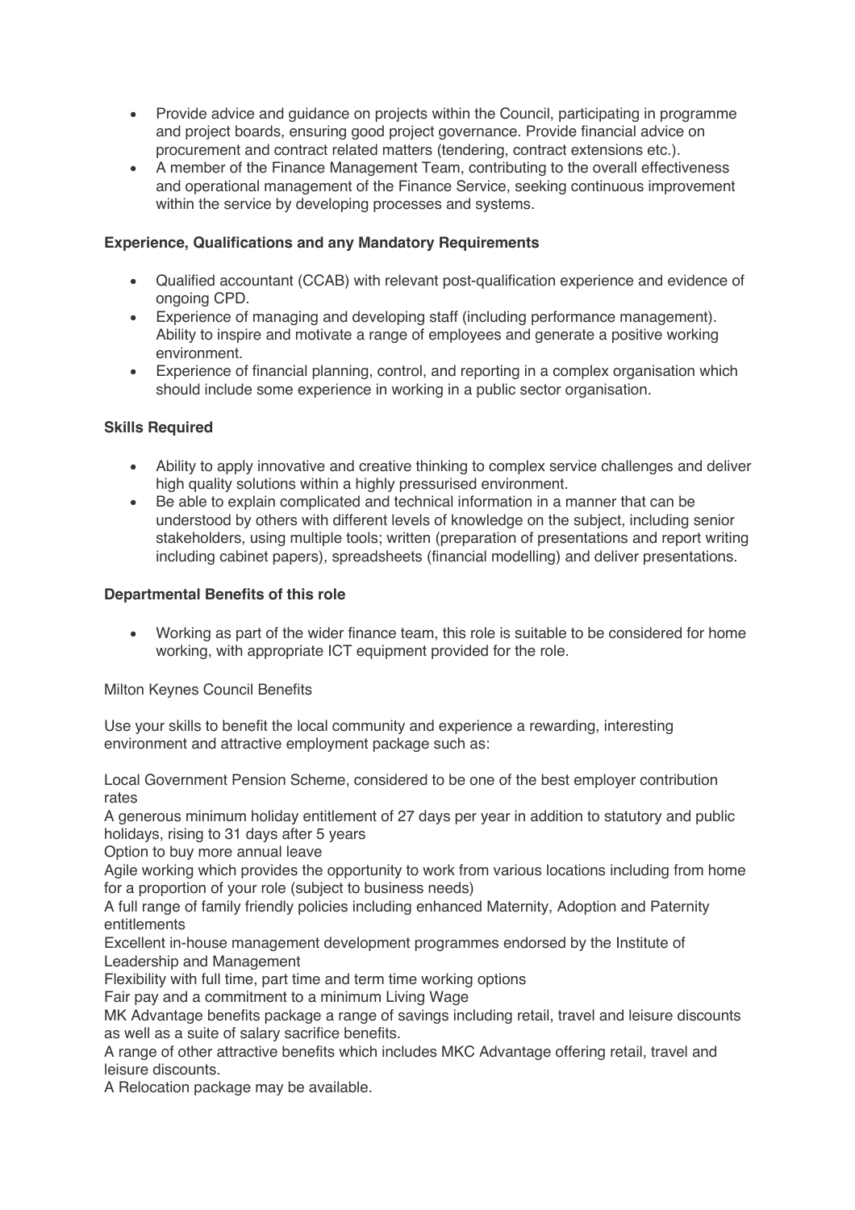- Provide advice and guidance on projects within the Council, participating in programme and project boards, ensuring good project governance. Provide financial advice on procurement and contract related matters (tendering, contract extensions etc.).
- A member of the Finance Management Team, contributing to the overall effectiveness and operational management of the Finance Service, seeking continuous improvement within the service by developing processes and systems.

**Experience, Qualifications and any Mandatory Requirements**

- Qualified accountant (CCAB) with relevant post-qualification experience and evidence of ongoing CPD.
- Experience of managing and developing staff (including performance management). Ability to inspire and motivate a range of employees and generate a positive working environment.
- Experience of financial planning, control, and reporting in a complex organisation which should include some experience in working in a public sector organisation.

**Skills Required**

- Ability to apply innovative and creative thinking to complex service challenges and deliver high quality solutions within a highly pressurised environment.
- Be able to explain complicated and technical information in a manner that can be understood by others with different levels of knowledge on the subject, including senior stakeholders, using multiple tools; written (preparation of presentations and report writing including cabinet papers), spreadsheets (financial modelling) and deliver presentations.

**Departmental Benefits of this role**

- Working as part of the wider finance team, this role is suitable to be considered for home working, with appropriate ICT equipment provided for the role.

Milton Keynes Council Benefits

Use your skills to benefit the local community and experience a rewarding, interesting environment and attractive employment package such as:

Local Government Pension Scheme, considered to be one of the best employer contribution rates

A generous minimum holiday entitlement of 27 days per year in addition to statutory and public holidays, rising to 31 days after 5 years

Option to buy more annual leave

Agile working which provides the opportunity to work from various locations including from home for a proportion of your role (subject to business needs)

A full range of family friendly policies including enhanced Maternity, Adoption and Paternity entitlements

Excellent in-house management development programmes endorsed by the Institute of Leadership and Management

Flexibility with full time, part time and term time working options

Fair pay and a commitment to a minimum Living Wage

MK Advantage benefits package a range of savings including retail, travel and leisure discounts as well as a suite of salary sacrifice benefits.

A range of other attractive benefits which includes MKC Advantage offering retail, travel and leisure discounts.

A Relocation package may be available.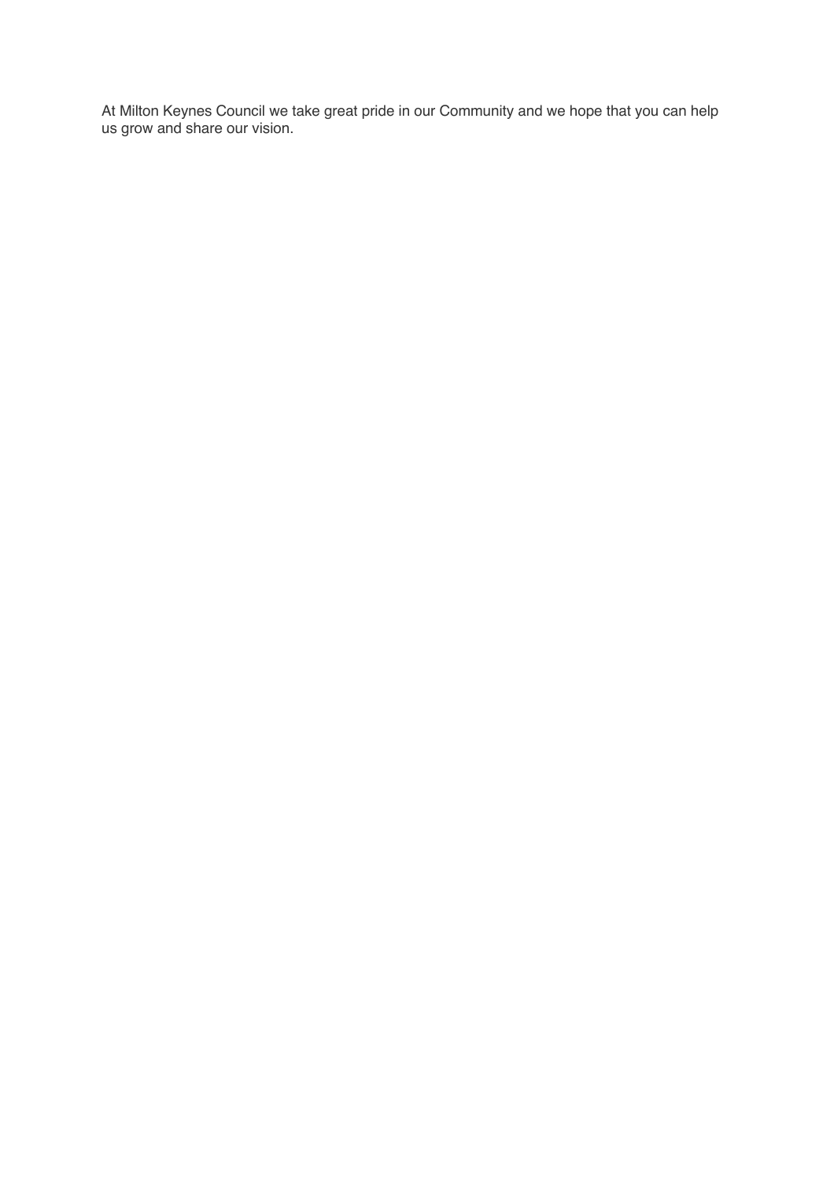At Milton Keynes Council we take great pride in our Community and we hope that you can help us grow and share our vision.